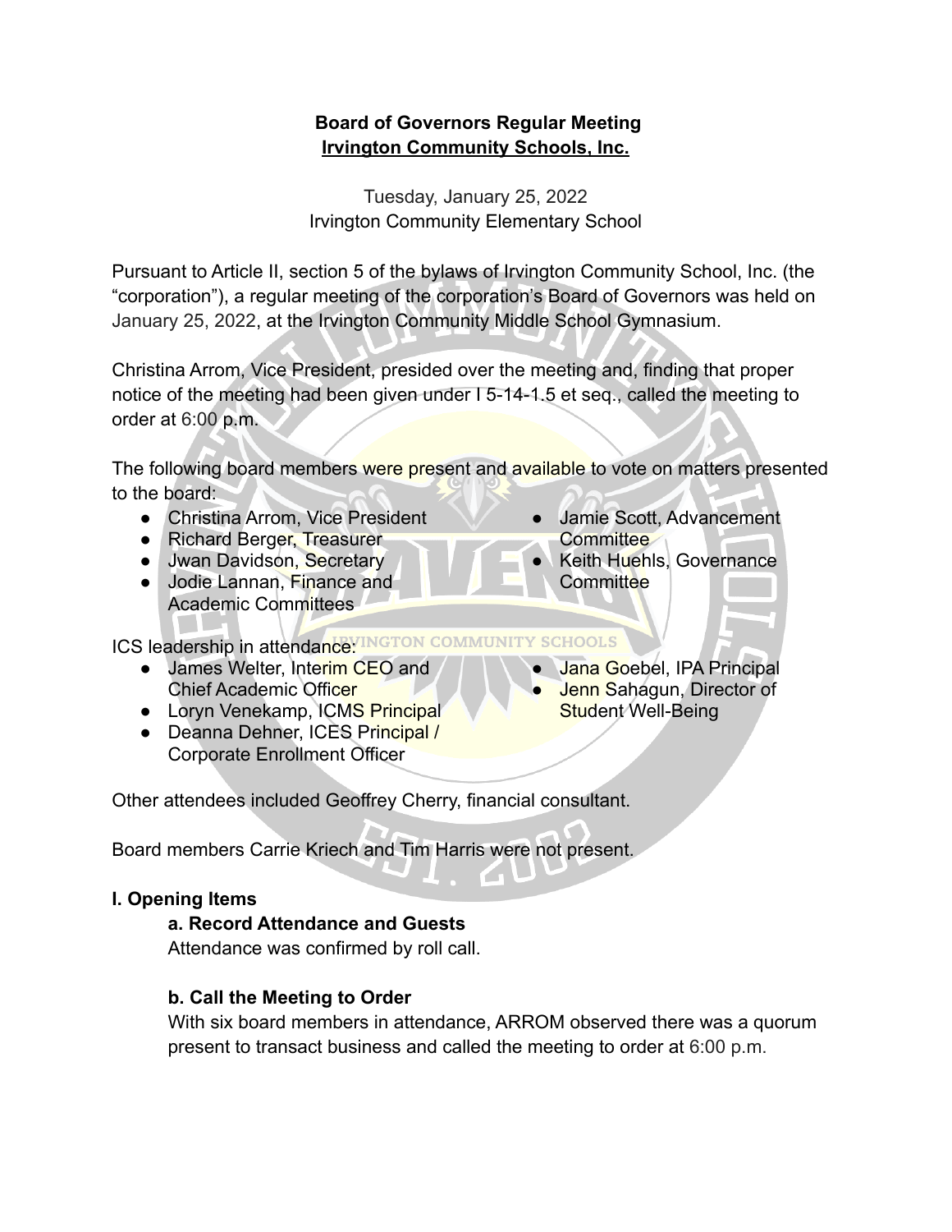**Board of Governors Regular Meeting**
**Irvington Community Schools, Inc.**

Tuesday, January 25, 2022
Irvington Community Elementary School

Pursuant to Article II, section 5 of the bylaws of Irvington Community School, Inc. (the "corporation"), a regular meeting of the corporation's Board of Governors was held on January 25, 2022, at the Irvington Community Middle School Gymnasium.

Christina Arrom, Vice President, presided over the meeting and, finding that proper notice of the meeting had been given under I 5-14-1.5 et seq., called the meeting to order at 6:00 p.m.

The following board members were present and available to vote on matters presented to the board:

- Christina Arrom, Vice President
- Richard Berger, Treasurer
- Jwan Davidson, Secretary
- Jodie Lannan, Finance and Academic Committees
- Jamie Scott, Advancement Committee
- Keith Huehls, Governance Committee

ICS leadership in attendance:

- James Welter, Interim CEO and Chief Academic Officer
- Loryn Venekamp, ICMS Principal
- Deanna Dehner, ICES Principal / Corporate Enrollment Officer
- Jana Goebel, IPA Principal
- Jenn Sahagun, Director of Student Well-Being

Other attendees included Geoffrey Cherry, financial consultant.

Board members Carrie Kriech and Tim Harris were not present.

## I. Opening Items

### a. Record Attendance and Guests

Attendance was confirmed by roll call.

### b. Call the Meeting to Order

With six board members in attendance, ARROM observed there was a quorum present to transact business and called the meeting to order at 6:00 p.m.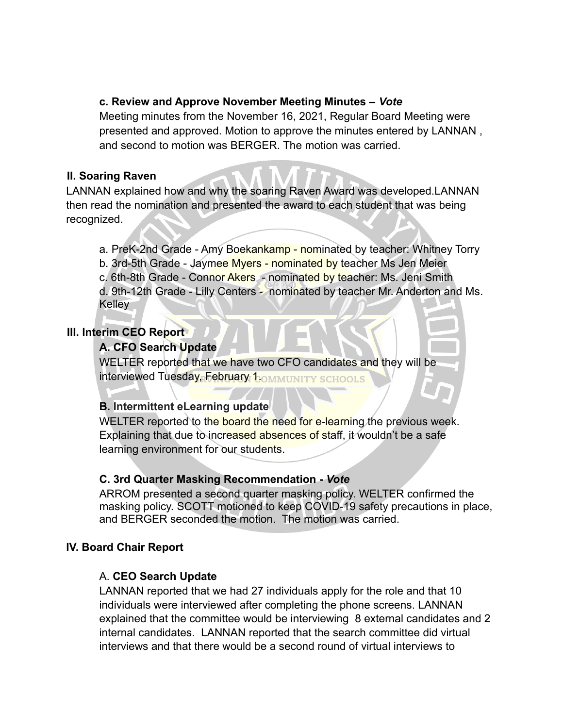**c. Review and Approve November Meeting Minutes – *Vote***

Meeting minutes from the November 16, 2021, Regular Board Meeting were presented and approved. Motion to approve the minutes entered by LANNAN , and second to motion was BERGER. The motion was carried.

**II. Soaring Raven**

LANNAN explained how and why the soaring Raven Award was developed.LANNAN then read the nomination and presented the award to each student that was being recognized.

a. PreK-2nd Grade - Amy Boekankamp - nominated by teacher: Whitney Torry
b. 3rd-5th Grade - Jaymee Myers - nominated by teacher Ms Jen Meier
c. 6th-8th Grade - Connor Akers - nominated by teacher: Ms. Jeni Smith
d. 9th-12th Grade - Lilly Centers - nominated by teacher Mr. Anderton and Ms. Kelley

**III. Interim CEO Report**

**A. CFO Search Update**

WELTER reported that we have two CFO candidates and they will be interviewed Tuesday, February 1.

**B. Intermittent eLearning update**

WELTER reported to the board the need for e-learning the previous week. Explaining that due to increased absences of staff, it wouldn't be a safe learning environment for our students.

**C. 3rd Quarter Masking Recommendation - *Vote***

ARROM presented a second quarter masking policy. WELTER confirmed the masking policy. SCOTT motioned to keep COVID-19 safety precautions in place, and BERGER seconded the motion. The motion was carried.

**IV. Board Chair Report**

A. **CEO Search Update**

LANNAN reported that we had 27 individuals apply for the role and that 10 individuals were interviewed after completing the phone screens. LANNAN explained that the committee would be interviewing 8 external candidates and 2 internal candidates. LANNAN reported that the search committee did virtual interviews and that there would be a second round of virtual interviews to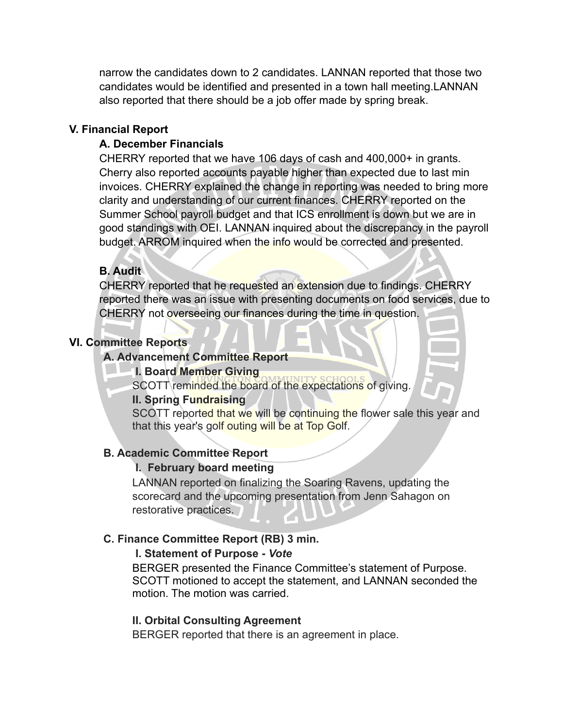narrow the candidates down to 2 candidates. LANNAN reported that those two candidates would be identified and presented in a town hall meeting.LANNAN also reported that there should be a job offer made by spring break.

## V. Financial Report

### A. December Financials

CHERRY reported that we have 106 days of cash and 400,000+ in grants. Cherry also reported accounts payable higher than expected due to last min invoices. CHERRY explained the change in reporting was needed to bring more clarity and understanding of our current finances. CHERRY reported on the Summer School payroll budget and that ICS enrollment is down but we are in good standings with OEI. LANNAN inquired about the discrepancy in the payroll budget. ARROM inquired when the info would be corrected and presented.

### B. Audit

CHERRY reported that he requested an extension due to findings. CHERRY reported there was an issue with presenting documents on food services, due to CHERRY not overseeing our finances during the time in question.

## VI. Committee Reports

### A. Advancement Committee Report

**I. Board Member Giving**

SCOTT reminded the board of the expectations of giving.

**II. Spring Fundraising**

SCOTT reported that we will be continuing the flower sale this year and that this year's golf outing will be at Top Golf.

### B. Academic Committee Report

**I. February board meeting**

LANNAN reported on finalizing the Soaring Ravens, updating the scorecard and the upcoming presentation from Jenn Sahagon on restorative practices.

### C. Finance Committee Report (RB) 3 min.

**I. Statement of Purpose -** ***Vote***

BERGER presented the Finance Committee's statement of Purpose. SCOTT motioned to accept the statement, and LANNAN seconded the motion. The motion was carried.

**II. Orbital Consulting Agreement**

BERGER reported that there is an agreement in place.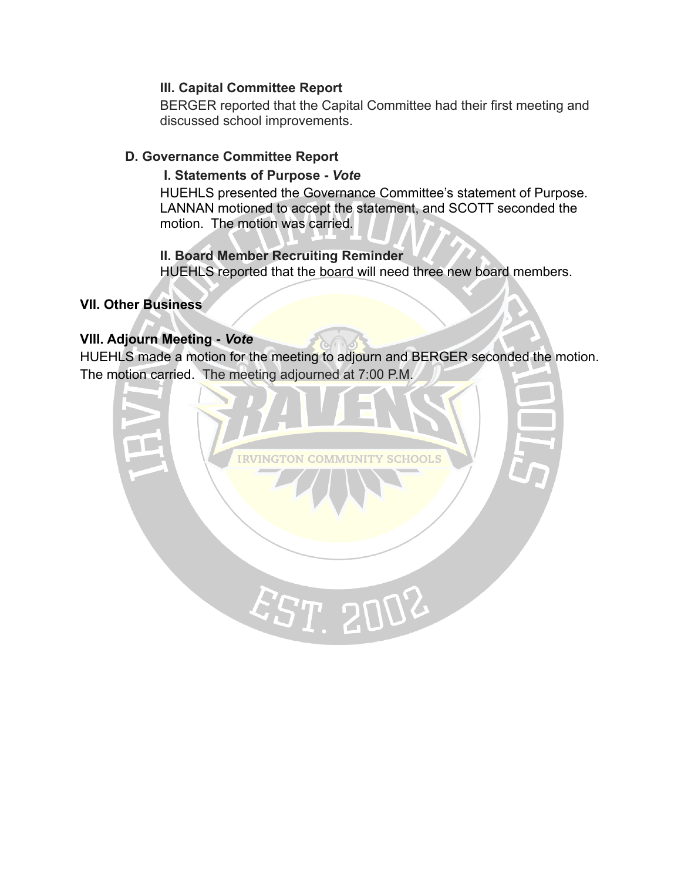### III. Capital Committee Report

BERGER reported that the Capital Committee had their first meeting and discussed school improvements.

### D. Governance Committee Report

#### I. Statements of Purpose - *Vote*

HUEHLS presented the Governance Committee's statement of Purpose. LANNAN motioned to accept the statement, and SCOTT seconded the motion. The motion was carried.

#### II. Board Member Recruiting Reminder

HUEHLS reported that the board will need three new board members.

## VII. Other Business

## VIII. Adjourn Meeting - *Vote*

HUEHLS made a motion for the meeting to adjourn and BERGER seconded the motion. The motion carried. The meeting adjourned at 7:00 P.M.